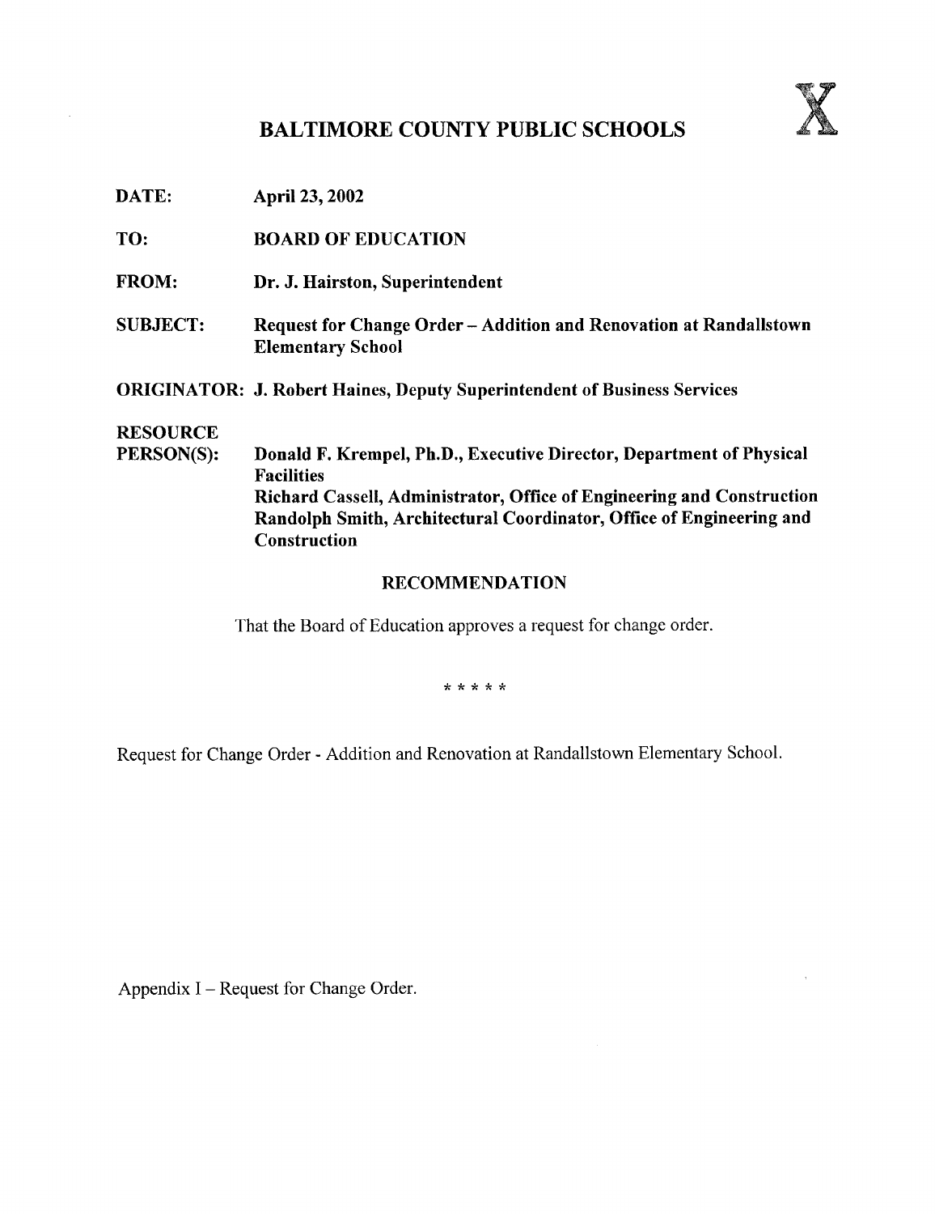# BALTIMORE COUNTY PUBLIC SCHOOLS

X

**DATE:** April 23, 2002

**TO:** BOARD OF EDUCATION

**FROM:** Dr. J. Hairston, Superintendent

**SUBJECT:** Request for Change Order – Addition and Renovation at Randallstown Elementary School

**ORIGINATOR:** J. Robert Haines, Deputy Superintendent of Business Services

**RESOURCE PERSON(S):** Donald F. Krempel, Ph.D., Executive Director, Department of Physical Facilities
Richard Cassell, Administrator, Office of Engineering and Construction
Randolph Smith, Architectural Coordinator, Office of Engineering and Construction

## RECOMMENDATION

That the Board of Education approves a request for change order.

\* \* \* \* \*

Request for Change Order - Addition and Renovation at Randallstown Elementary School.

Appendix I – Request for Change Order.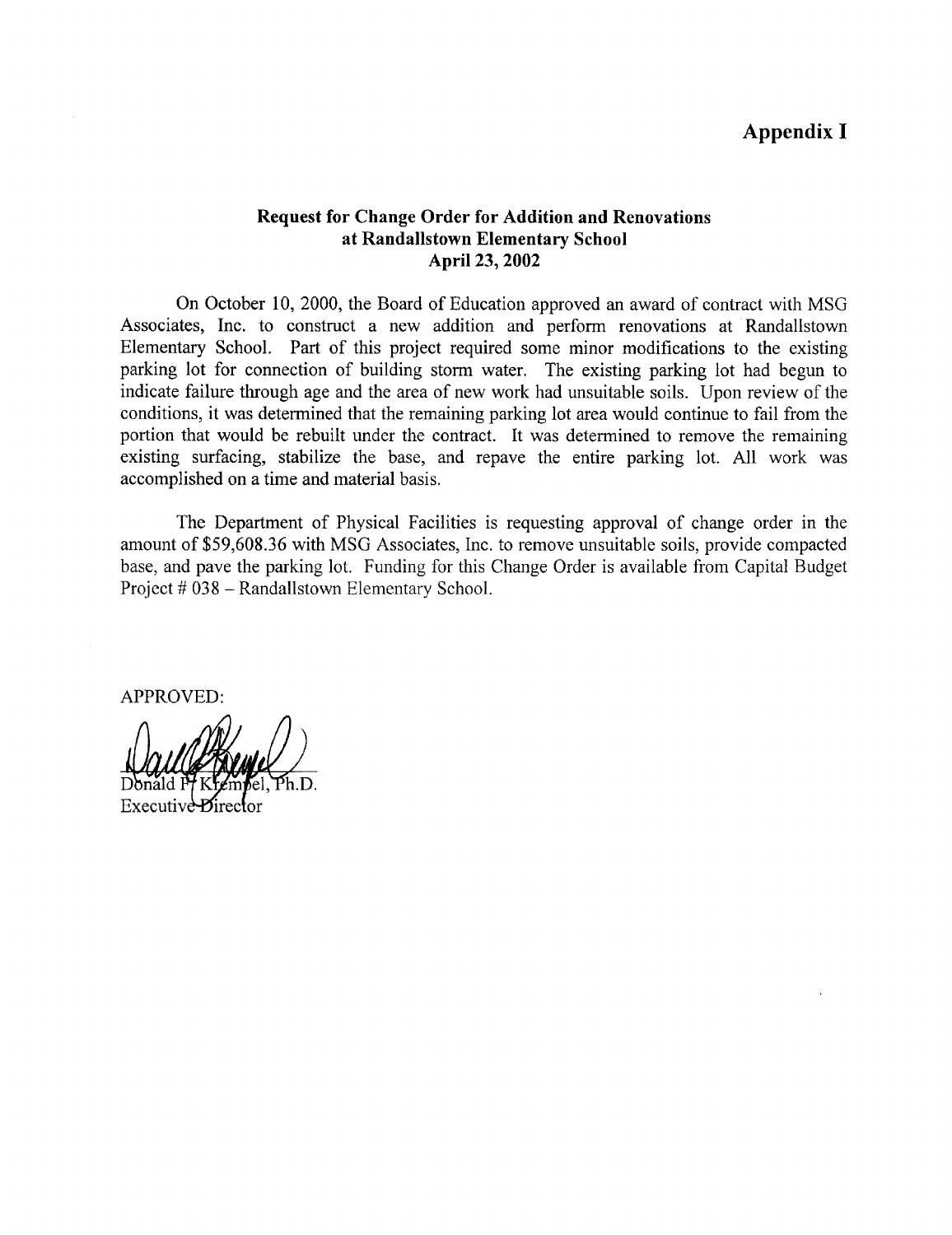# Appendix I

### Request for Change Order for Addition and Renovations at Randallstown Elementary School April 23, 2002

On October 10, 2000, the Board of Education approved an award of contract with MSG Associates, Inc. to construct a new addition and perform renovations at Randallstown Elementary School. Part of this project required some minor modifications to the existing parking lot for connection of building storm water. The existing parking lot had begun to indicate failure through age and the area of new work had unsuitable soils. Upon review of the conditions, it was determined that the remaining parking lot area would continue to fail from the portion that would be rebuilt under the contract. It was determined to remove the remaining existing surfacing, stabilize the base, and repave the entire parking lot. All work was accomplished on a time and material basis.

The Department of Physical Facilities is requesting approval of change order in the amount of $59,608.36 with MSG Associates, Inc. to remove unsuitable soils, provide compacted base, and pave the parking lot. Funding for this Change Order is available from Capital Budget Project # 038 – Randallstown Elementary School.

APPROVED:

Donald P. Krempel, Ph.D.
Executive Director